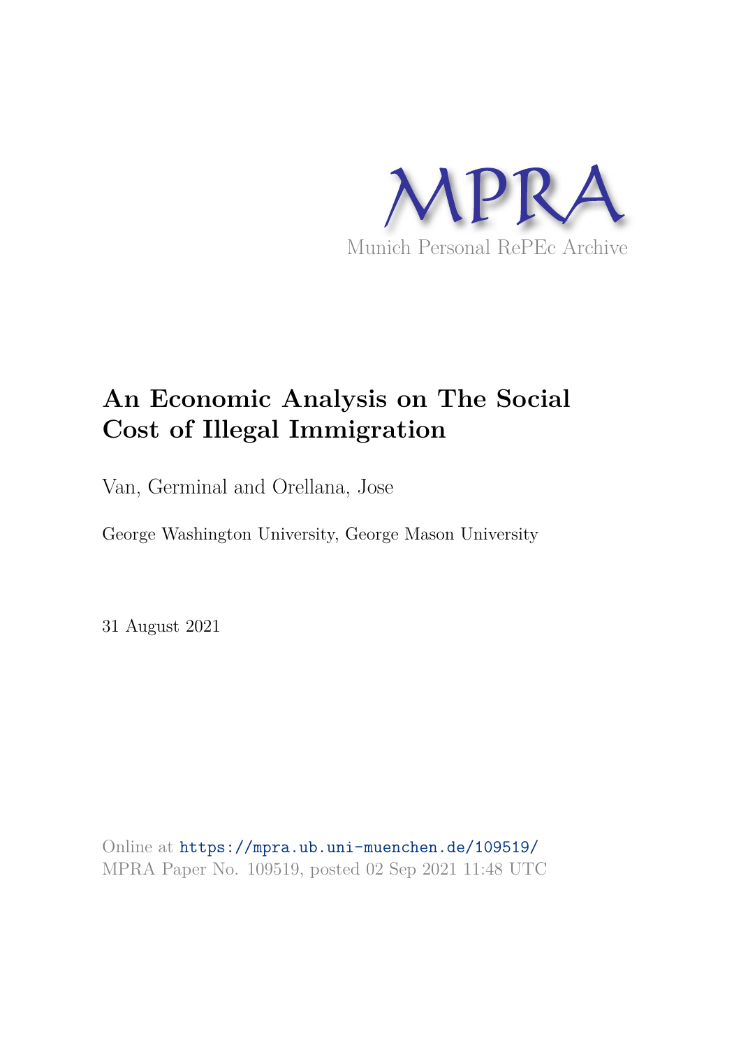MPRA

Munich Personal RePEc Archive

# An Economic Analysis on The Social Cost of Illegal Immigration

Van, Germinal and Orellana, Jose

George Washington University, George Mason University

31 August 2021

Online at https://mpra.ub.uni-muenchen.de/109519/
MPRA Paper No. 109519, posted 02 Sep 2021 11:48 UTC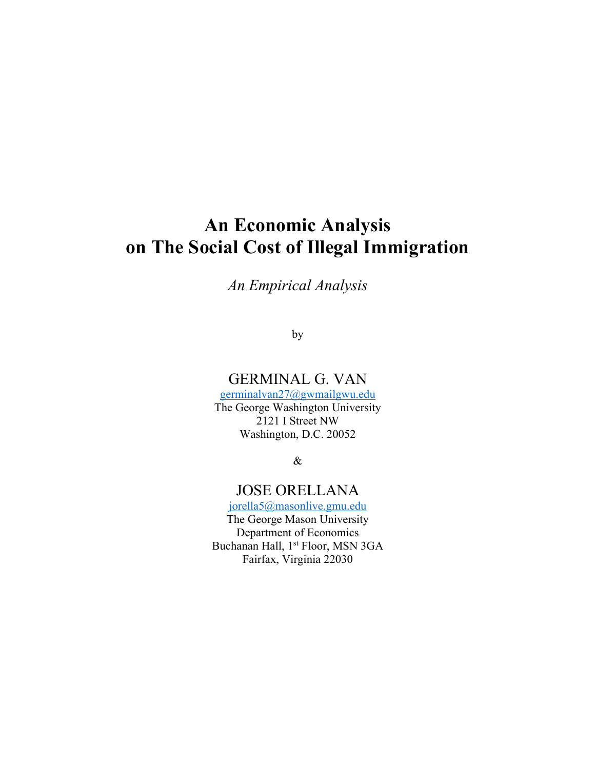# An Economic Analysis on The Social Cost of Illegal Immigration

*An Empirical Analysis*

by

GERMINAL G. VAN  
germinalvan27@gwmailgwu.edu  
The George Washington University  
2121 I Street NW  
Washington, D.C. 20052

&

JOSE ORELLANA  
jorella5@masonlive.gmu.edu  
The George Mason University  
Department of Economics  
Buchanan Hall, 1st Floor, MSN 3GA  
Fairfax, Virginia 22030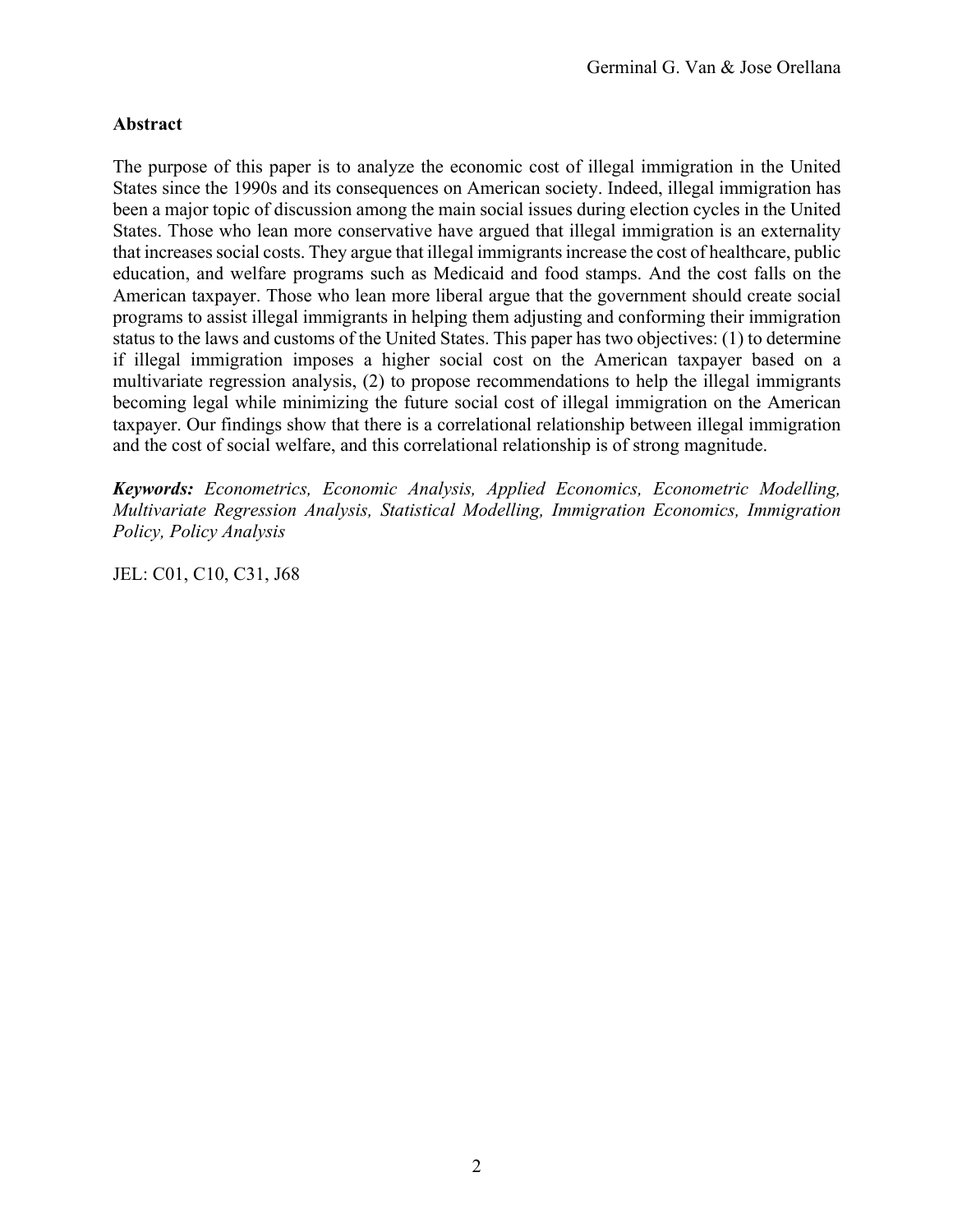## Abstract

The purpose of this paper is to analyze the economic cost of illegal immigration in the United States since the 1990s and its consequences on American society. Indeed, illegal immigration has been a major topic of discussion among the main social issues during election cycles in the United States. Those who lean more conservative have argued that illegal immigration is an externality that increases social costs. They argue that illegal immigrants increase the cost of healthcare, public education, and welfare programs such as Medicaid and food stamps. And the cost falls on the American taxpayer. Those who lean more liberal argue that the government should create social programs to assist illegal immigrants in helping them adjusting and conforming their immigration status to the laws and customs of the United States. This paper has two objectives: (1) to determine if illegal immigration imposes a higher social cost on the American taxpayer based on a multivariate regression analysis, (2) to propose recommendations to help the illegal immigrants becoming legal while minimizing the future social cost of illegal immigration on the American taxpayer. Our findings show that there is a correlational relationship between illegal immigration and the cost of social welfare, and this correlational relationship is of strong magnitude.

***Keywords:*** *Econometrics, Economic Analysis, Applied Economics, Econometric Modelling, Multivariate Regression Analysis, Statistical Modelling, Immigration Economics, Immigration Policy, Policy Analysis*

JEL: C01, C10, C31, J68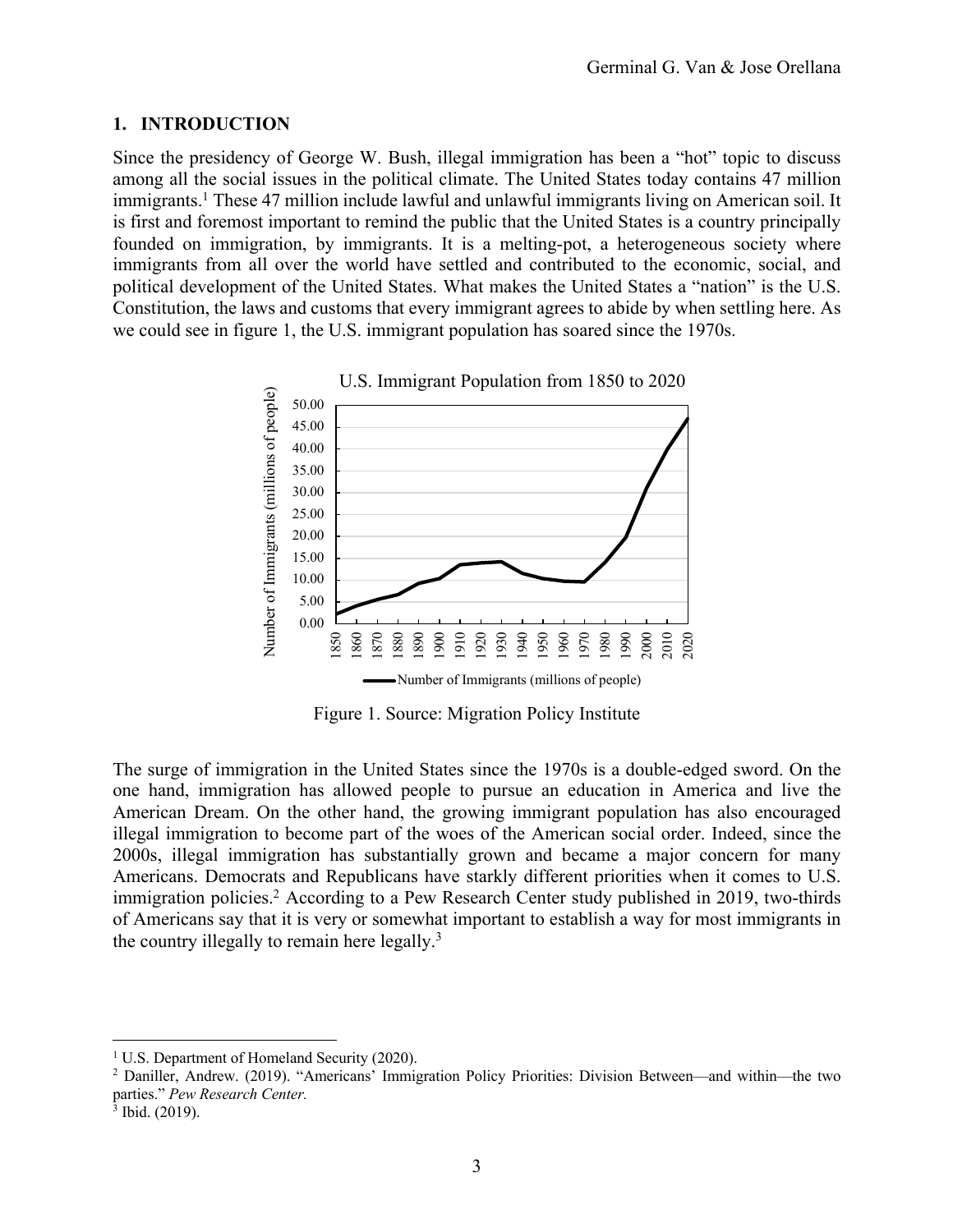## 1. INTRODUCTION

Since the presidency of George W. Bush, illegal immigration has been a "hot" topic to discuss among all the social issues in the political climate. The United States today contains 47 million immigrants.[1] These 47 million include lawful and unlawful immigrants living on American soil. It is first and foremost important to remind the public that the United States is a country principally founded on immigration, by immigrants. It is a melting-pot, a heterogeneous society where immigrants from all over the world have settled and contributed to the economic, social, and political development of the United States. What makes the United States a "nation" is the U.S. Constitution, the laws and customs that every immigrant agrees to abide by when settling here. As we could see in figure 1, the U.S. immigrant population has soared since the 1970s.

Figure 1. Source: Migration Policy Institute

The surge of immigration in the United States since the 1970s is a double-edged sword. On the one hand, immigration has allowed people to pursue an education in America and live the American Dream. On the other hand, the growing immigrant population has also encouraged illegal immigration to become part of the woes of the American social order. Indeed, since the 2000s, illegal immigration has substantially grown and became a major concern for many Americans. Democrats and Republicans have starkly different priorities when it comes to U.S. immigration policies.[2] According to a Pew Research Center study published in 2019, two-thirds of Americans say that it is very or somewhat important to establish a way for most immigrants in the country illegally to remain here legally.[3]

---

[1] U.S. Department of Homeland Security (2020).

[2] Daniller, Andrew. (2019). "Americans' Immigration Policy Priorities: Division Between—and within—the two parties." *Pew Research Center.*

[3] Ibid. (2019).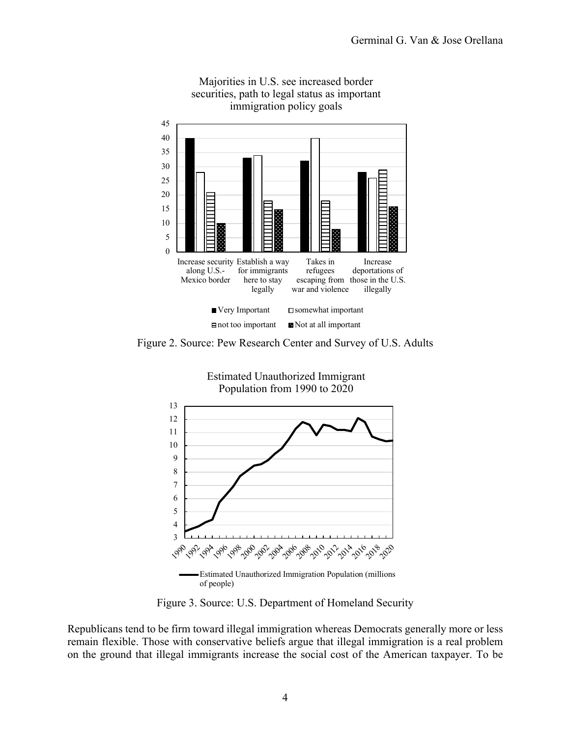Figure 2. Source: Pew Research Center and Survey of U.S. Adults

Figure 3. Source: U.S. Department of Homeland Security

Republicans tend to be firm toward illegal immigration whereas Democrats generally more or less remain flexible. Those with conservative beliefs argue that illegal immigration is a real problem on the ground that illegal immigrants increase the social cost of the American taxpayer. To be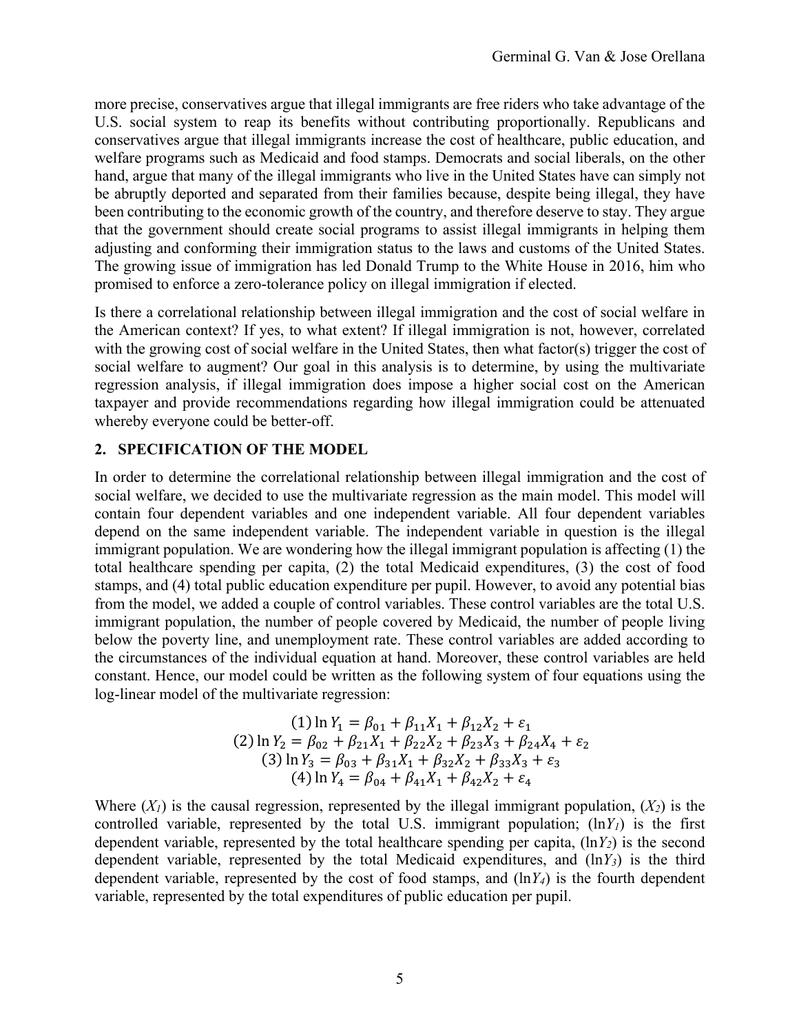more precise, conservatives argue that illegal immigrants are free riders who take advantage of the U.S. social system to reap its benefits without contributing proportionally. Republicans and conservatives argue that illegal immigrants increase the cost of healthcare, public education, and welfare programs such as Medicaid and food stamps. Democrats and social liberals, on the other hand, argue that many of the illegal immigrants who live in the United States have can simply not be abruptly deported and separated from their families because, despite being illegal, they have been contributing to the economic growth of the country, and therefore deserve to stay. They argue that the government should create social programs to assist illegal immigrants in helping them adjusting and conforming their immigration status to the laws and customs of the United States. The growing issue of immigration has led Donald Trump to the White House in 2016, him who promised to enforce a zero-tolerance policy on illegal immigration if elected.

Is there a correlational relationship between illegal immigration and the cost of social welfare in the American context? If yes, to what extent? If illegal immigration is not, however, correlated with the growing cost of social welfare in the United States, then what factor(s) trigger the cost of social welfare to augment? Our goal in this analysis is to determine, by using the multivariate regression analysis, if illegal immigration does impose a higher social cost on the American taxpayer and provide recommendations regarding how illegal immigration could be attenuated whereby everyone could be better-off.

## 2. SPECIFICATION OF THE MODEL

In order to determine the correlational relationship between illegal immigration and the cost of social welfare, we decided to use the multivariate regression as the main model. This model will contain four dependent variables and one independent variable. All four dependent variables depend on the same independent variable. The independent variable in question is the illegal immigrant population. We are wondering how the illegal immigrant population is affecting (1) the total healthcare spending per capita, (2) the total Medicaid expenditures, (3) the cost of food stamps, and (4) total public education expenditure per pupil. However, to avoid any potential bias from the model, we added a couple of control variables. These control variables are the total U.S. immigrant population, the number of people covered by Medicaid, the number of people living below the poverty line, and unemployment rate. These control variables are added according to the circumstances of the individual equation at hand. Moreover, these control variables are held constant. Hence, our model could be written as the following system of four equations using the log-linear model of the multivariate regression:

$$(1)\ \ln Y_1 = \beta_{01} + \beta_{11}X_1 + \beta_{12}X_2 + \varepsilon_1$$

$$(2)\ \ln Y_2 = \beta_{02} + \beta_{21}X_1 + \beta_{22}X_2 + \beta_{23}X_3 + \beta_{24}X_4 + \varepsilon_2$$

$$(3)\ \ln Y_3 = \beta_{03} + \beta_{31}X_1 + \beta_{32}X_2 + \beta_{33}X_3 + \varepsilon_3$$

$$(4)\ \ln Y_4 = \beta_{04} + \beta_{41}X_1 + \beta_{42}X_2 + \varepsilon_4$$

Where ($X_1$) is the causal regression, represented by the illegal immigrant population, ($X_2$) is the controlled variable, represented by the total U.S. immigrant population; ($\ln Y_1$) is the first dependent variable, represented by the total healthcare spending per capita, ($\ln Y_2$) is the second dependent variable, represented by the total Medicaid expenditures, and ($\ln Y_3$) is the third dependent variable, represented by the cost of food stamps, and ($\ln Y_4$) is the fourth dependent variable, represented by the total expenditures of public education per pupil.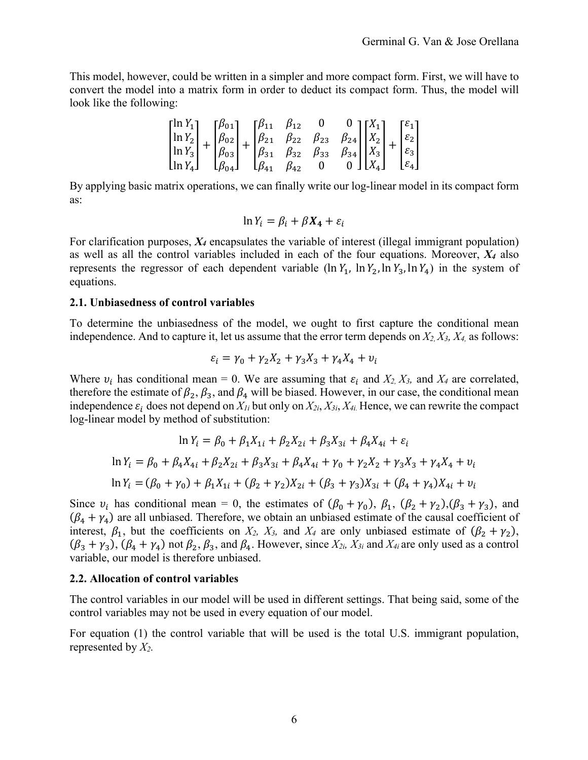This model, however, could be written in a simpler and more compact form. First, we will have to convert the model into a matrix form in order to deduct its compact form. Thus, the model will look like the following:

$$\begin{bmatrix} \ln Y_1 \\ \ln Y_2 \\ \ln Y_3 \\ \ln Y_4 \end{bmatrix} + \begin{bmatrix} \beta_{01} \\ \beta_{02} \\ \beta_{03} \\ \beta_{04} \end{bmatrix} + \begin{bmatrix} \beta_{11} & \beta_{12} & 0 & 0 \\ \beta_{21} & \beta_{22} & \beta_{23} & \beta_{24} \\ \beta_{31} & \beta_{32} & \beta_{33} & \beta_{34} \\ \beta_{41} & \beta_{42} & 0 & 0 \end{bmatrix} \begin{bmatrix} X_1 \\ X_2 \\ X_3 \\ X_4 \end{bmatrix} + \begin{bmatrix} \varepsilon_1 \\ \varepsilon_2 \\ \varepsilon_3 \\ \varepsilon_4 \end{bmatrix}$$

By applying basic matrix operations, we can finally write our log-linear model in its compact form as:

$$\ln Y_i = \beta_i + \beta \boldsymbol{X_4} + \varepsilon_i$$

For clarification purposes, $\boldsymbol{X_4}$ encapsulates the variable of interest (illegal immigrant population) as well as all the control variables included in each of the four equations. Moreover, $\boldsymbol{X_4}$ also represents the regressor of each dependent variable ($\ln Y_1$, $\ln Y_2, \ln Y_3, \ln Y_4$) in the system of equations.

### 2.1. Unbiasedness of control variables

To determine the unbiasedness of the model, we ought to first capture the conditional mean independence. And to capture it, let us assume that the error term depends on $X_2, X_3, X_4,$ as follows:

$$\varepsilon_i = \gamma_0 + \gamma_2 X_2 + \gamma_3 X_3 + \gamma_4 X_4 + \upsilon_i$$

Where $\upsilon_i$ has conditional mean = 0. We are assuming that $\varepsilon_i$ and $X_2, X_3,$ and $X_4$ are correlated, therefore the estimate of $\beta_2, \beta_3$, and $\beta_4$ will be biased. However, in our case, the conditional mean independence $\varepsilon_i$ does not depend on $X_{1i}$ but only on $X_{2i}, X_{3i}, X_{4i}$. Hence, we can rewrite the compact log-linear model by method of substitution:

$$\ln Y_i = \beta_0 + \beta_1 X_{1i} + \beta_2 X_{2i} + \beta_3 X_{3i} + \beta_4 X_{4i} + \varepsilon_i$$

$$\ln Y_i = \beta_0 + \beta_4 X_{4i} + \beta_2 X_{2i} + \beta_3 X_{3i} + \beta_4 X_{4i} + \gamma_0 + \gamma_2 X_2 + \gamma_3 X_3 + \gamma_4 X_4 + \upsilon_i$$

$$\ln Y_i = (\beta_0 + \gamma_0) + \beta_1 X_{1i} + (\beta_2 + \gamma_2) X_{2i} + (\beta_3 + \gamma_3) X_{3i} + (\beta_4 + \gamma_4) X_{4i} + \upsilon_i$$

Since $\upsilon_i$ has conditional mean = 0, the estimates of $(\beta_0 + \gamma_0)$, $\beta_1$, $(\beta_2 + \gamma_2)$,$(\beta_3 + \gamma_3)$, and $(\beta_4 + \gamma_4)$ are all unbiased. Therefore, we obtain an unbiased estimate of the causal coefficient of interest, $\beta_1$, but the coefficients on $X_2$, $X_3$, and $X_4$ are only unbiased estimate of $(\beta_2 + \gamma_2)$, $(\beta_3 + \gamma_3)$, $(\beta_4 + \gamma_4)$ not $\beta_2, \beta_3$, and $\beta_4$. However, since $X_{2i}$, $X_{3i}$ and $X_{4i}$ are only used as a control variable, our model is therefore unbiased.

### 2.2. Allocation of control variables

The control variables in our model will be used in different settings. That being said, some of the control variables may not be used in every equation of our model.

For equation (1) the control variable that will be used is the total U.S. immigrant population, represented by $X_2$.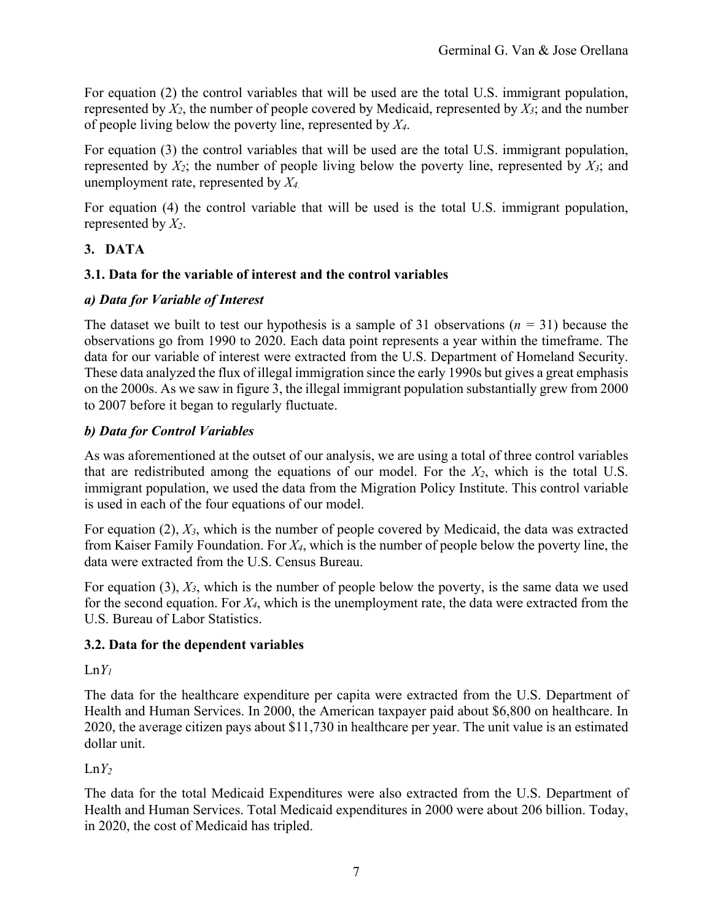For equation (2) the control variables that will be used are the total U.S. immigrant population, represented by $X_2$, the number of people covered by Medicaid, represented by $X_3$; and the number of people living below the poverty line, represented by $X_4$.

For equation (3) the control variables that will be used are the total U.S. immigrant population, represented by $X_2$; the number of people living below the poverty line, represented by $X_3$; and unemployment rate, represented by $X_4$.

For equation (4) the control variable that will be used is the total U.S. immigrant population, represented by $X_2$.

## 3. DATA

### 3.1. Data for the variable of interest and the control variables

#### *a) Data for Variable of Interest*

The dataset we built to test our hypothesis is a sample of 31 observations ($n$ = 31) because the observations go from 1990 to 2020. Each data point represents a year within the timeframe. The data for our variable of interest were extracted from the U.S. Department of Homeland Security. These data analyzed the flux of illegal immigration since the early 1990s but gives a great emphasis on the 2000s. As we saw in figure 3, the illegal immigrant population substantially grew from 2000 to 2007 before it began to regularly fluctuate.

#### *b) Data for Control Variables*

As was aforementioned at the outset of our analysis, we are using a total of three control variables that are redistributed among the equations of our model. For the $X_2$, which is the total U.S. immigrant population, we used the data from the Migration Policy Institute. This control variable is used in each of the four equations of our model.

For equation (2), $X_3$, which is the number of people covered by Medicaid, the data was extracted from Kaiser Family Foundation. For $X_4$, which is the number of people below the poverty line, the data were extracted from the U.S. Census Bureau.

For equation (3), $X_3$, which is the number of people below the poverty, is the same data we used for the second equation. For $X_4$, which is the unemployment rate, the data were extracted from the U.S. Bureau of Labor Statistics.

### 3.2. Data for the dependent variables

Ln$Y_1$

The data for the healthcare expenditure per capita were extracted from the U.S. Department of Health and Human Services. In 2000, the American taxpayer paid about $6,800 on healthcare. In 2020, the average citizen pays about $11,730 in healthcare per year. The unit value is an estimated dollar unit.

Ln$Y_2$

The data for the total Medicaid Expenditures were also extracted from the U.S. Department of Health and Human Services. Total Medicaid expenditures in 2000 were about 206 billion. Today, in 2020, the cost of Medicaid has tripled.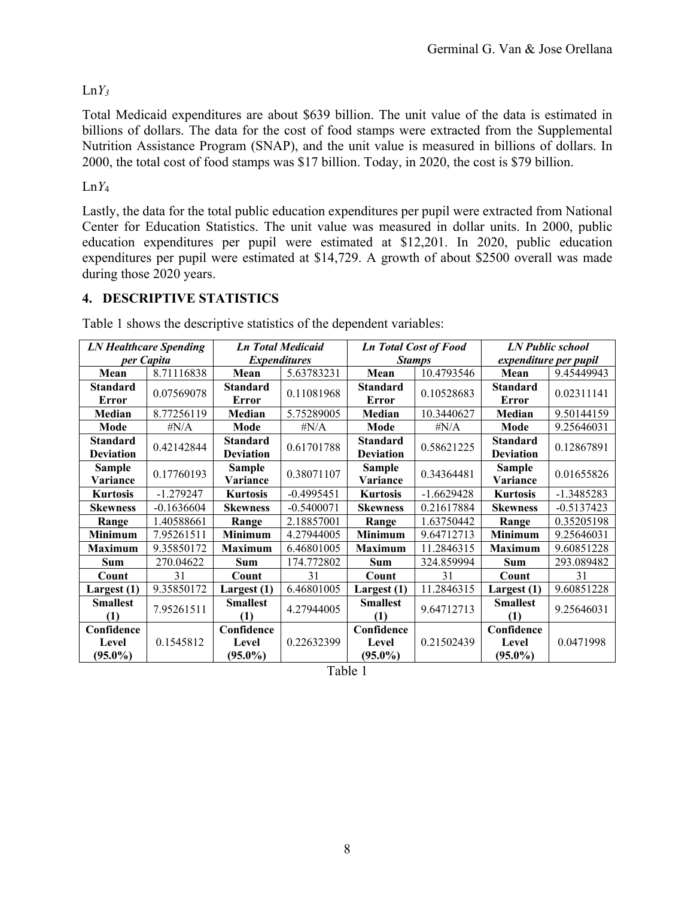Ln$Y_3$

Total Medicaid expenditures are about $639 billion. The unit value of the data is estimated in billions of dollars. The data for the cost of food stamps were extracted from the Supplemental Nutrition Assistance Program (SNAP), and the unit value is measured in billions of dollars. In 2000, the total cost of food stamps was $17 billion. Today, in 2020, the cost is $79 billion.

Ln$Y_4$

Lastly, the data for the total public education expenditures per pupil were extracted from National Center for Education Statistics. The unit value was measured in dollar units. In 2000, public education expenditures per pupil were estimated at $12,201. In 2020, public education expenditures per pupil were estimated at $14,729. A growth of about $2500 overall was made during those 2020 years.

## 4. DESCRIPTIVE STATISTICS

Table 1 shows the descriptive statistics of the dependent variables:

| ***LN Healthcare Spending per Capita*** | | ***Ln Total Medicaid Expenditures*** | | ***Ln Total Cost of Food Stamps*** | | ***LN Public school expenditure per pupil*** | |
|---|---|---|---|---|---|---|---|
| **Mean** | 8.71116838 | **Mean** | 5.63783231 | **Mean** | 10.4793546 | **Mean** | 9.45449943 |
| **Standard Error** | 0.07569078 | **Standard Error** | 0.11081968 | **Standard Error** | 0.10528683 | **Standard Error** | 0.02311141 |
| **Median** | 8.77256119 | **Median** | 5.75289005 | **Median** | 10.3440627 | **Median** | 9.50144159 |
| **Mode** | #N/A | **Mode** | #N/A | **Mode** | #N/A | **Mode** | 9.25646031 |
| **Standard Deviation** | 0.42142844 | **Standard Deviation** | 0.61701788 | **Standard Deviation** | 0.58621225 | **Standard Deviation** | 0.12867891 |
| **Sample Variance** | 0.17760193 | **Sample Variance** | 0.38071107 | **Sample Variance** | 0.34364481 | **Sample Variance** | 0.01655826 |
| **Kurtosis** | -1.279247 | **Kurtosis** | -0.4995451 | **Kurtosis** | -1.6629428 | **Kurtosis** | -1.3485283 |
| **Skewness** | -0.1636604 | **Skewness** | -0.5400071 | **Skewness** | 0.21617884 | **Skewness** | -0.5137423 |
| **Range** | 1.40588661 | **Range** | 2.18857001 | **Range** | 1.63750442 | **Range** | 0.35205198 |
| **Minimum** | 7.95261511 | **Minimum** | 4.27944005 | **Minimum** | 9.64712713 | **Minimum** | 9.25646031 |
| **Maximum** | 9.35850172 | **Maximum** | 6.46801005 | **Maximum** | 11.2846315 | **Maximum** | 9.60851228 |
| **Sum** | 270.04622 | **Sum** | 174.772802 | **Sum** | 324.859994 | **Sum** | 293.089482 |
| **Count** | 31 | **Count** | 31 | **Count** | 31 | **Count** | 31 |
| **Largest (1)** | 9.35850172 | **Largest (1)** | 6.46801005 | **Largest (1)** | 11.2846315 | **Largest (1)** | 9.60851228 |
| **Smallest (1)** | 7.95261511 | **Smallest (1)** | 4.27944005 | **Smallest (1)** | 9.64712713 | **Smallest (1)** | 9.25646031 |
| **Confidence Level (95.0%)** | 0.1545812 | **Confidence Level (95.0%)** | 0.22632399 | **Confidence Level (95.0%)** | 0.21502439 | **Confidence Level (95.0%)** | 0.0471998 |

Table 1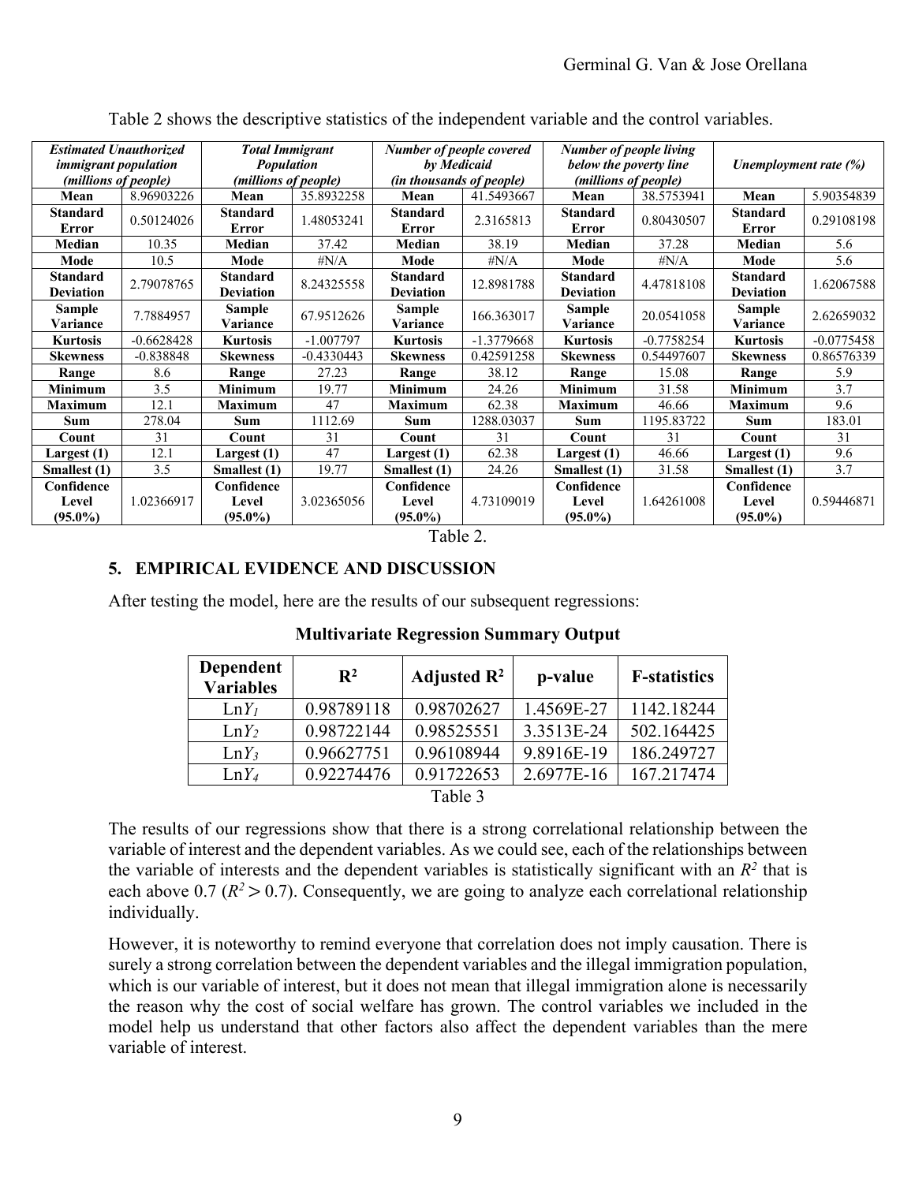Table 2 shows the descriptive statistics of the independent variable and the control variables.

| *Estimated Unauthorized immigrant population (millions of people)* | | *Total Immigrant Population (millions of people)* | | *Number of people covered by Medicaid (in thousands of people)* | | *Number of people living below the poverty line (millions of people)* | | *Unemployment rate (%)* | |
|---|---|---|---|---|---|---|---|---|---|
| **Mean** | 8.96903226 | **Mean** | 35.8932258 | **Mean** | 41.5493667 | **Mean** | 38.5753941 | **Mean** | 5.90354839 |
| **Standard Error** | 0.50124026 | **Standard Error** | 1.48053241 | **Standard Error** | 2.3165813 | **Standard Error** | 0.80430507 | **Standard Error** | 0.29108198 |
| **Median** | 10.35 | **Median** | 37.42 | **Median** | 38.19 | **Median** | 37.28 | **Median** | 5.6 |
| **Mode** | 10.5 | **Mode** | #N/A | **Mode** | #N/A | **Mode** | #N/A | **Mode** | 5.6 |
| **Standard Deviation** | 2.79078765 | **Standard Deviation** | 8.24325558 | **Standard Deviation** | 12.8981788 | **Standard Deviation** | 4.47818108 | **Standard Deviation** | 1.62067588 |
| **Sample Variance** | 7.7884957 | **Sample Variance** | 67.9512626 | **Sample Variance** | 166.363017 | **Sample Variance** | 20.0541058 | **Sample Variance** | 2.62659032 |
| **Kurtosis** | -0.6628428 | **Kurtosis** | -1.007797 | **Kurtosis** | -1.3779668 | **Kurtosis** | -0.7758254 | **Kurtosis** | -0.0775458 |
| **Skewness** | -0.838848 | **Skewness** | -0.4330443 | **Skewness** | 0.42591258 | **Skewness** | 0.54497607 | **Skewness** | 0.86576339 |
| **Range** | 8.6 | **Range** | 27.23 | **Range** | 38.12 | **Range** | 15.08 | **Range** | 5.9 |
| **Minimum** | 3.5 | **Minimum** | 19.77 | **Minimum** | 24.26 | **Minimum** | 31.58 | **Minimum** | 3.7 |
| **Maximum** | 12.1 | **Maximum** | 47 | **Maximum** | 62.38 | **Maximum** | 46.66 | **Maximum** | 9.6 |
| **Sum** | 278.04 | **Sum** | 1112.69 | **Sum** | 1288.03037 | **Sum** | 1195.83722 | **Sum** | 183.01 |
| **Count** | 31 | **Count** | 31 | **Count** | 31 | **Count** | 31 | **Count** | 31 |
| **Largest (1)** | 12.1 | **Largest (1)** | 47 | **Largest (1)** | 62.38 | **Largest (1)** | 46.66 | **Largest (1)** | 9.6 |
| **Smallest (1)** | 3.5 | **Smallest (1)** | 19.77 | **Smallest (1)** | 24.26 | **Smallest (1)** | 31.58 | **Smallest (1)** | 3.7 |
| **Confidence Level (95.0%)** | 1.02366917 | **Confidence Level (95.0%)** | 3.02365056 | **Confidence Level (95.0%)** | 4.73109019 | **Confidence Level (95.0%)** | 1.64261008 | **Confidence Level (95.0%)** | 0.59446871 |

Table 2.

## 5. EMPIRICAL EVIDENCE AND DISCUSSION

After testing the model, here are the results of our subsequent regressions:

**Multivariate Regression Summary Output**

| Dependent Variables | $R^2$ | Adjusted $R^2$ | p-value | F-statistics |
|---|---|---|---|---|
| $\text{Ln}Y_1$ | 0.98789118 | 0.98702627 | 1.4569E-27 | 1142.18244 |
| $\text{Ln}Y_2$ | 0.98722144 | 0.98525551 | 3.3513E-24 | 502.164425 |
| $\text{Ln}Y_3$ | 0.96627751 | 0.96108944 | 9.8916E-19 | 186.249727 |
| $\text{Ln}Y_4$ | 0.92274476 | 0.91722653 | 2.6977E-16 | 167.217474 |

Table 3

The results of our regressions show that there is a strong correlational relationship between the variable of interest and the dependent variables. As we could see, each of the relationships between the variable of interests and the dependent variables is statistically significant with an $R^2$ that is each above 0.7 ($R^2 > 0.7$). Consequently, we are going to analyze each correlational relationship individually.

However, it is noteworthy to remind everyone that correlation does not imply causation. There is surely a strong correlation between the dependent variables and the illegal immigration population, which is our variable of interest, but it does not mean that illegal immigration alone is necessarily the reason why the cost of social welfare has grown. The control variables we included in the model help us understand that other factors also affect the dependent variables than the mere variable of interest.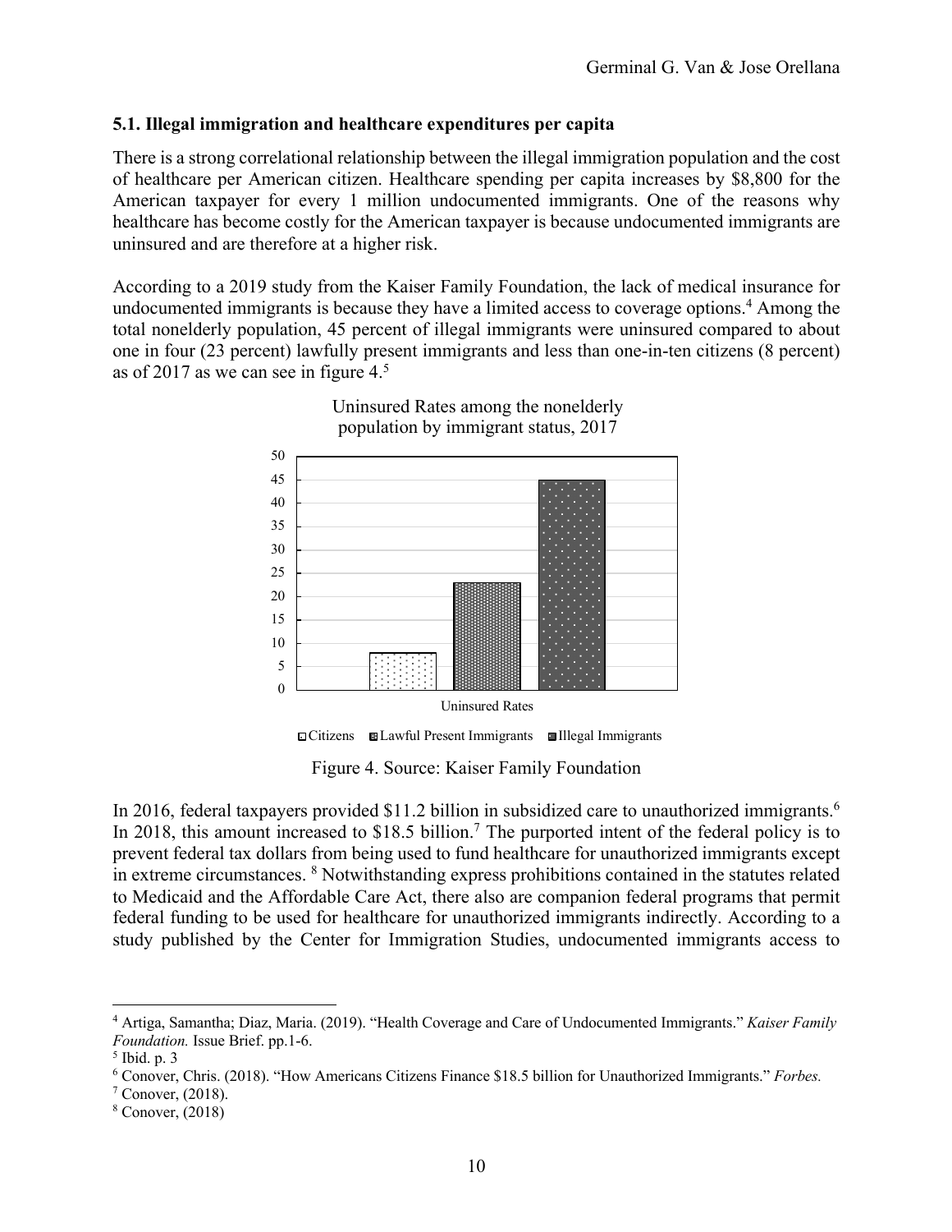### 5.1. Illegal immigration and healthcare expenditures per capita

There is a strong correlational relationship between the illegal immigration population and the cost of healthcare per American citizen. Healthcare spending per capita increases by $8,800 for the American taxpayer for every 1 million undocumented immigrants. One of the reasons why healthcare has become costly for the American taxpayer is because undocumented immigrants are uninsured and are therefore at a higher risk.

According to a 2019 study from the Kaiser Family Foundation, the lack of medical insurance for undocumented immigrants is because they have a limited access to coverage options.[4] Among the total nonelderly population, 45 percent of illegal immigrants were uninsured compared to about one in four (23 percent) lawfully present immigrants and less than one-in-ten citizens (8 percent) as of 2017 as we can see in figure 4.[5]

Uninsured Rates among the nonelderly population by immigrant status, 2017

| | Citizens | Lawful Present Immigrants | Illegal Immigrants |
|---|---|---|---|
| Uninsured Rates | 8 | 23 | 45 |

Figure 4. Source: Kaiser Family Foundation

In 2016, federal taxpayers provided $11.2 billion in subsidized care to unauthorized immigrants.[6] In 2018, this amount increased to $18.5 billion.[7] The purported intent of the federal policy is to prevent federal tax dollars from being used to fund healthcare for unauthorized immigrants except in extreme circumstances. [8] Notwithstanding express prohibitions contained in the statutes related to Medicaid and the Affordable Care Act, there also are companion federal programs that permit federal funding to be used for healthcare for unauthorized immigrants indirectly. According to a study published by the Center for Immigration Studies, undocumented immigrants access to

---

[4] Artiga, Samantha; Diaz, Maria. (2019). "Health Coverage and Care of Undocumented Immigrants." *Kaiser Family Foundation.* Issue Brief. pp.1-6.

[5] Ibid. p. 3

[6] Conover, Chris. (2018). "How Americans Citizens Finance $18.5 billion for Unauthorized Immigrants." *Forbes.*

[7] Conover, (2018).

[8] Conover, (2018)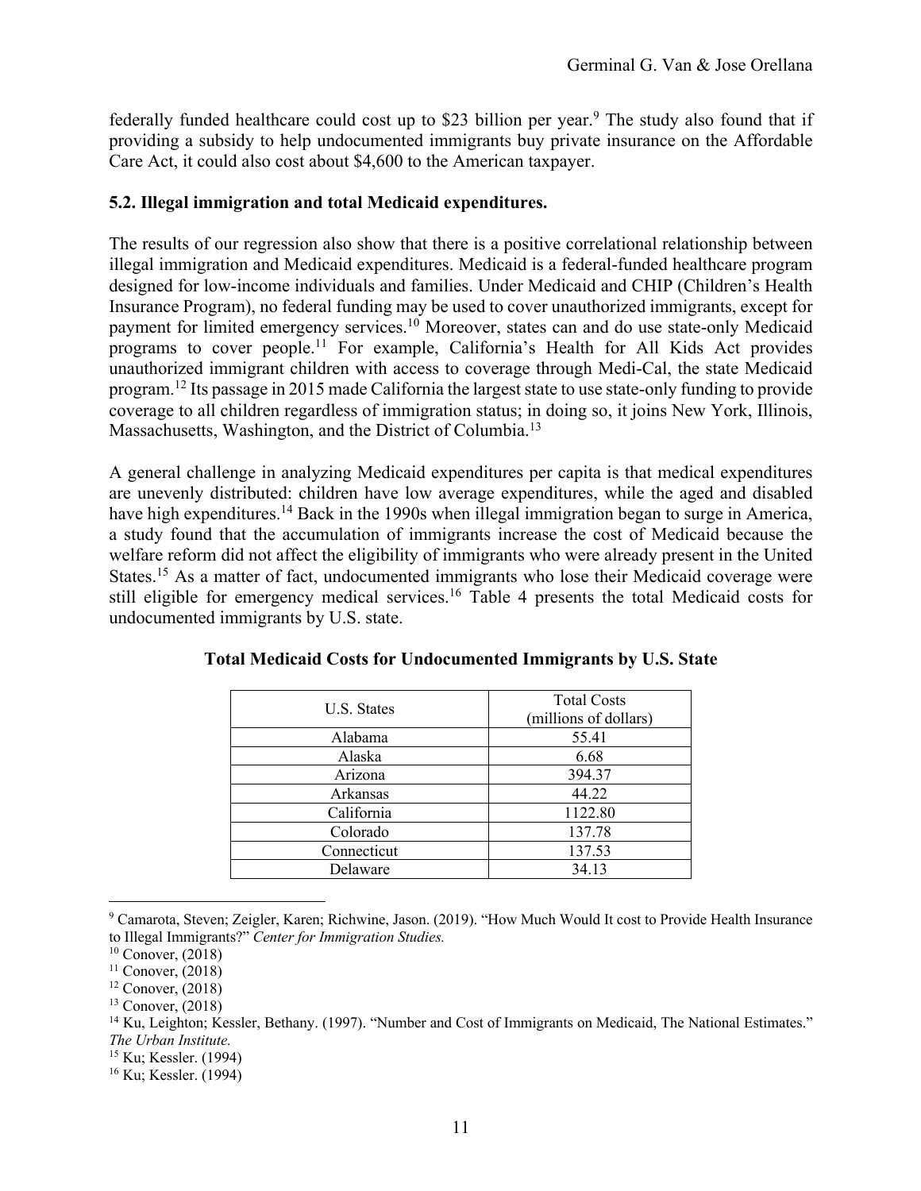federally funded healthcare could cost up to $23 billion per year.[9] The study also found that if providing a subsidy to help undocumented immigrants buy private insurance on the Affordable Care Act, it could also cost about $4,600 to the American taxpayer.

**5.2. Illegal immigration and total Medicaid expenditures.**

The results of our regression also show that there is a positive correlational relationship between illegal immigration and Medicaid expenditures. Medicaid is a federal-funded healthcare program designed for low-income individuals and families. Under Medicaid and CHIP (Children's Health Insurance Program), no federal funding may be used to cover unauthorized immigrants, except for payment for limited emergency services.[10] Moreover, states can and do use state-only Medicaid programs to cover people.[11] For example, California's Health for All Kids Act provides unauthorized immigrant children with access to coverage through Medi-Cal, the state Medicaid program.[12] Its passage in 2015 made California the largest state to use state-only funding to provide coverage to all children regardless of immigration status; in doing so, it joins New York, Illinois, Massachusetts, Washington, and the District of Columbia.[13]

A general challenge in analyzing Medicaid expenditures per capita is that medical expenditures are unevenly distributed: children have low average expenditures, while the aged and disabled have high expenditures.[14] Back in the 1990s when illegal immigration began to surge in America, a study found that the accumulation of immigrants increase the cost of Medicaid because the welfare reform did not affect the eligibility of immigrants who were already present in the United States.[15] As a matter of fact, undocumented immigrants who lose their Medicaid coverage were still eligible for emergency medical services.[16] Table 4 presents the total Medicaid costs for undocumented immigrants by U.S. state.

**Total Medicaid Costs for Undocumented Immigrants by U.S. State**

| U.S. States | Total Costs (millions of dollars) |
| --- | --- |
| Alabama | 55.41 |
| Alaska | 6.68 |
| Arizona | 394.37 |
| Arkansas | 44.22 |
| California | 1122.80 |
| Colorado | 137.78 |
| Connecticut | 137.53 |
| Delaware | 34.13 |

[9] Camarota, Steven; Zeigler, Karen; Richwine, Jason. (2019). "How Much Would It cost to Provide Health Insurance to Illegal Immigrants?" *Center for Immigration Studies.*

[10] Conover, (2018)

[11] Conover, (2018)

[12] Conover, (2018)

[13] Conover, (2018)

[14] Ku, Leighton; Kessler, Bethany. (1997). "Number and Cost of Immigrants on Medicaid, The National Estimates." *The Urban Institute.*

[15] Ku; Kessler. (1994)

[16] Ku; Kessler. (1994)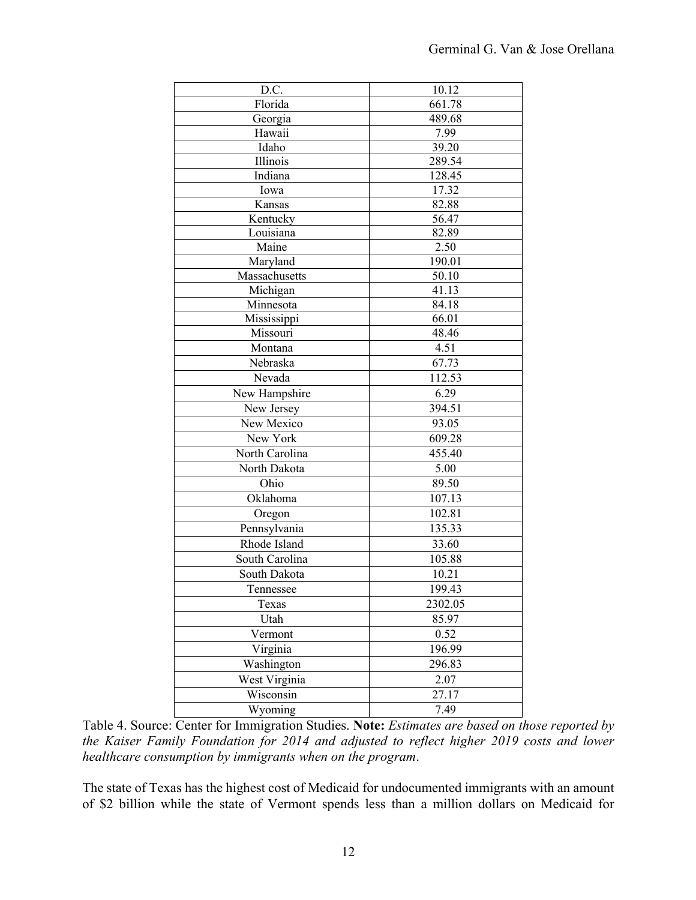| D.C. | 10.12 |
| --- | --- |
| Florida | 661.78 |
| Georgia | 489.68 |
| Hawaii | 7.99 |
| Idaho | 39.20 |
| Illinois | 289.54 |
| Indiana | 128.45 |
| Iowa | 17.32 |
| Kansas | 82.88 |
| Kentucky | 56.47 |
| Louisiana | 82.89 |
| Maine | 2.50 |
| Maryland | 190.01 |
| Massachusetts | 50.10 |
| Michigan | 41.13 |
| Minnesota | 84.18 |
| Mississippi | 66.01 |
| Missouri | 48.46 |
| Montana | 4.51 |
| Nebraska | 67.73 |
| Nevada | 112.53 |
| New Hampshire | 6.29 |
| New Jersey | 394.51 |
| New Mexico | 93.05 |
| New York | 609.28 |
| North Carolina | 455.40 |
| North Dakota | 5.00 |
| Ohio | 89.50 |
| Oklahoma | 107.13 |
| Oregon | 102.81 |
| Pennsylvania | 135.33 |
| Rhode Island | 33.60 |
| South Carolina | 105.88 |
| South Dakota | 10.21 |
| Tennessee | 199.43 |
| Texas | 2302.05 |
| Utah | 85.97 |
| Vermont | 0.52 |
| Virginia | 196.99 |
| Washington | 296.83 |
| West Virginia | 2.07 |
| Wisconsin | 27.17 |
| Wyoming | 7.49 |

Table 4. Source: Center for Immigration Studies. **Note:** *Estimates are based on those reported by the Kaiser Family Foundation for 2014 and adjusted to reflect higher 2019 costs and lower healthcare consumption by immigrants when on the program*.

The state of Texas has the highest cost of Medicaid for undocumented immigrants with an amount of $2 billion while the state of Vermont spends less than a million dollars on Medicaid for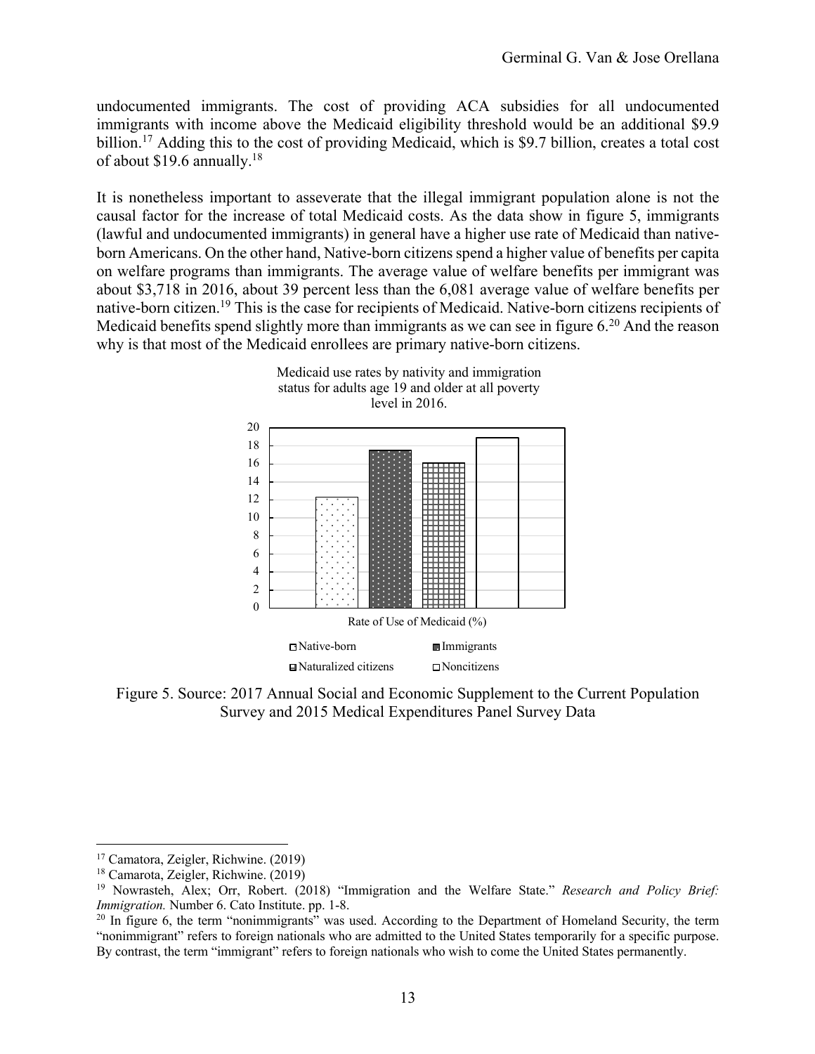undocumented immigrants. The cost of providing ACA subsidies for all undocumented immigrants with income above the Medicaid eligibility threshold would be an additional $9.9 billion.[17] Adding this to the cost of providing Medicaid, which is $9.7 billion, creates a total cost of about $19.6 annually.[18]

It is nonetheless important to asseverate that the illegal immigrant population alone is not the causal factor for the increase of total Medicaid costs. As the data show in figure 5, immigrants (lawful and undocumented immigrants) in general have a higher use rate of Medicaid than native-born Americans. On the other hand, Native-born citizens spend a higher value of benefits per capita on welfare programs than immigrants. The average value of welfare benefits per immigrant was about $3,718 in 2016, about 39 percent less than the 6,081 average value of welfare benefits per native-born citizen.[19] This is the case for recipients of Medicaid. Native-born citizens recipients of Medicaid benefits spend slightly more than immigrants as we can see in figure 6.[20] And the reason why is that most of the Medicaid enrollees are primary native-born citizens.

Medicaid use rates by nativity and immigration status for adults age 19 and older at all poverty level in 2016.

Rate of Use of Medicaid (%)

Native-born | Immigrants | Naturalized citizens | Noncitizens

Figure 5. Source: 2017 Annual Social and Economic Supplement to the Current Population Survey and 2015 Medical Expenditures Panel Survey Data

---

[17] Camatora, Zeigler, Richwine. (2019)

[18] Camarota, Zeigler, Richwine. (2019)

[19] Nowrasteh, Alex; Orr, Robert. (2018) "Immigration and the Welfare State." *Research and Policy Brief: Immigration.* Number 6. Cato Institute. pp. 1-8.

[20] In figure 6, the term "nonimmigrants" was used. According to the Department of Homeland Security, the term "nonimmigrant" refers to foreign nationals who are admitted to the United States temporarily for a specific purpose. By contrast, the term "immigrant" refers to foreign nationals who wish to come the United States permanently.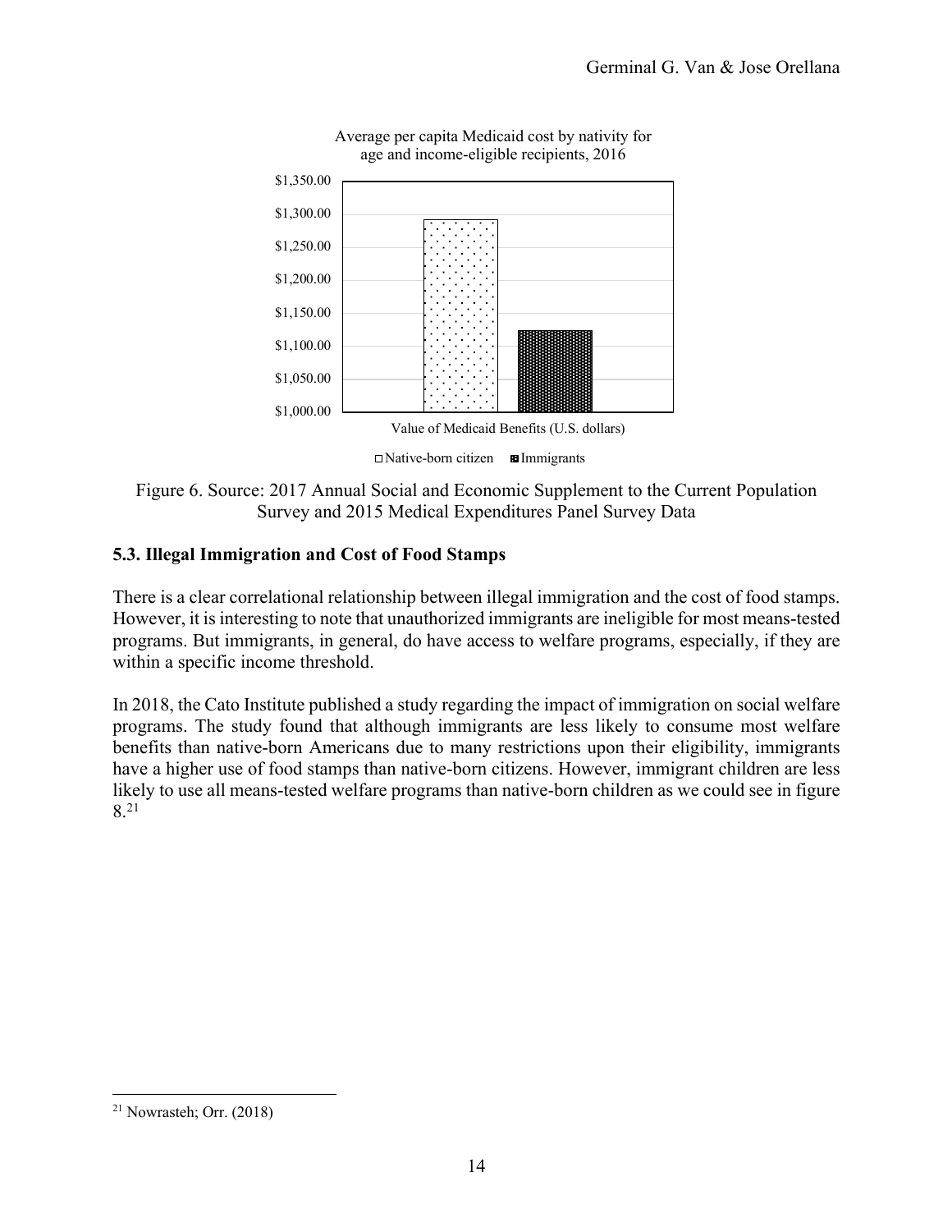Average per capita Medicaid cost by nativity for age and income-eligible recipients, 2016

Figure 6. Source: 2017 Annual Social and Economic Supplement to the Current Population Survey and 2015 Medical Expenditures Panel Survey Data

### 5.3. Illegal Immigration and Cost of Food Stamps

There is a clear correlational relationship between illegal immigration and the cost of food stamps. However, it is interesting to note that unauthorized immigrants are ineligible for most means-tested programs. But immigrants, in general, do have access to welfare programs, especially, if they are within a specific income threshold.

In 2018, the Cato Institute published a study regarding the impact of immigration on social welfare programs. The study found that although immigrants are less likely to consume most welfare benefits than native-born Americans due to many restrictions upon their eligibility, immigrants have a higher use of food stamps than native-born citizens. However, immigrant children are less likely to use all means-tested welfare programs than native-born children as we could see in figure 8.[21]

[21] Nowrasteh; Orr. (2018)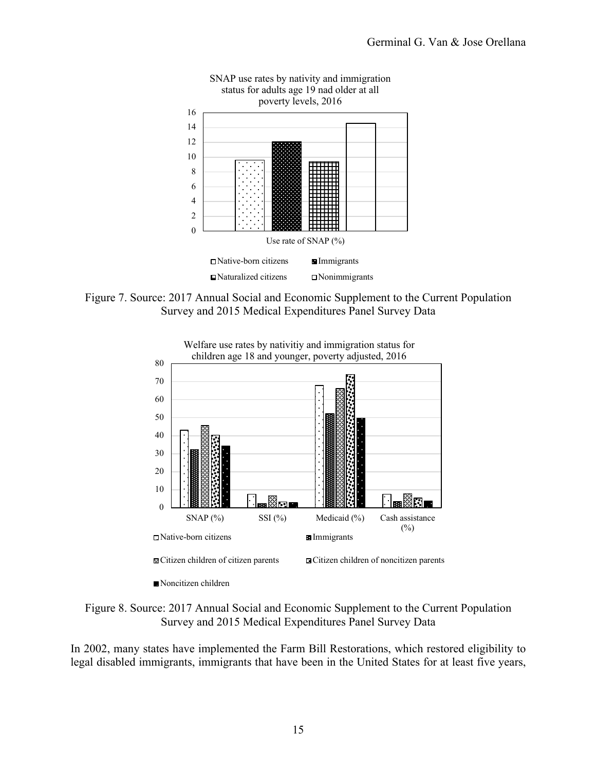SNAP use rates by nativity and immigration status for adults age 19 nad older at all poverty levels, 2016

Figure 7. Source: 2017 Annual Social and Economic Supplement to the Current Population Survey and 2015 Medical Expenditures Panel Survey Data

Welfare use rates by nativitiy and immigration status for children age 18 and younger, poverty adjusted, 2016

Figure 8. Source: 2017 Annual Social and Economic Supplement to the Current Population Survey and 2015 Medical Expenditures Panel Survey Data

In 2002, many states have implemented the Farm Bill Restorations, which restored eligibility to legal disabled immigrants, immigrants that have been in the United States for at least five years,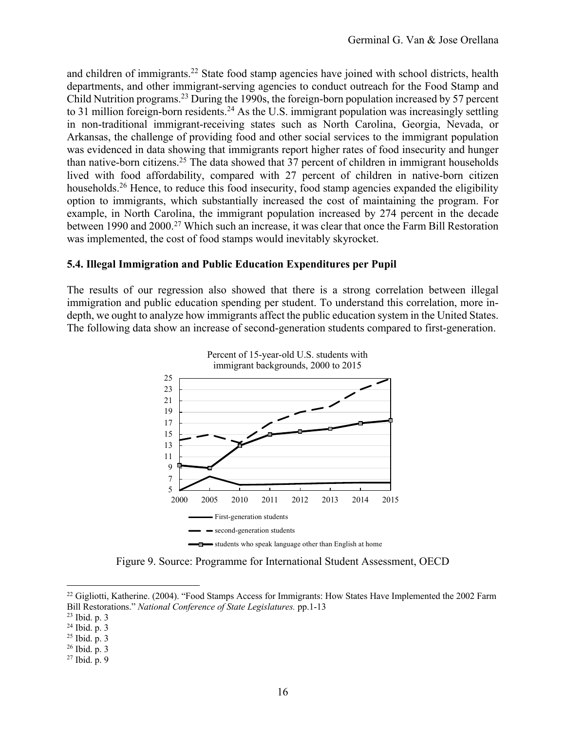and children of immigrants.[22] State food stamp agencies have joined with school districts, health departments, and other immigrant-serving agencies to conduct outreach for the Food Stamp and Child Nutrition programs.[23] During the 1990s, the foreign-born population increased by 57 percent to 31 million foreign-born residents.[24] As the U.S. immigrant population was increasingly settling in non-traditional immigrant-receiving states such as North Carolina, Georgia, Nevada, or Arkansas, the challenge of providing food and other social services to the immigrant population was evidenced in data showing that immigrants report higher rates of food insecurity and hunger than native-born citizens.[25] The data showed that 37 percent of children in immigrant households lived with food affordability, compared with 27 percent of children in native-born citizen households.[26] Hence, to reduce this food insecurity, food stamp agencies expanded the eligibility option to immigrants, which substantially increased the cost of maintaining the program. For example, in North Carolina, the immigrant population increased by 274 percent in the decade between 1990 and 2000.[27] Which such an increase, it was clear that once the Farm Bill Restoration was implemented, the cost of food stamps would inevitably skyrocket.

### 5.4. Illegal Immigration and Public Education Expenditures per Pupil

The results of our regression also showed that there is a strong correlation between illegal immigration and public education spending per student. To understand this correlation, more in-depth, we ought to analyze how immigrants affect the public education system in the United States. The following data show an increase of second-generation students compared to first-generation.

Percent of 15-year-old U.S. students with immigrant backgrounds, 2000 to 2015

Figure 9. Source: Programme for International Student Assessment, OECD

---

[22] Gigliotti, Katherine. (2004). "Food Stamps Access for Immigrants: How States Have Implemented the 2002 Farm Bill Restorations." *National Conference of State Legislatures.* pp.1-13

[23] Ibid. p. 3

[24] Ibid. p. 3

[25] Ibid. p. 3

[26] Ibid. p. 3

[27] Ibid. p. 9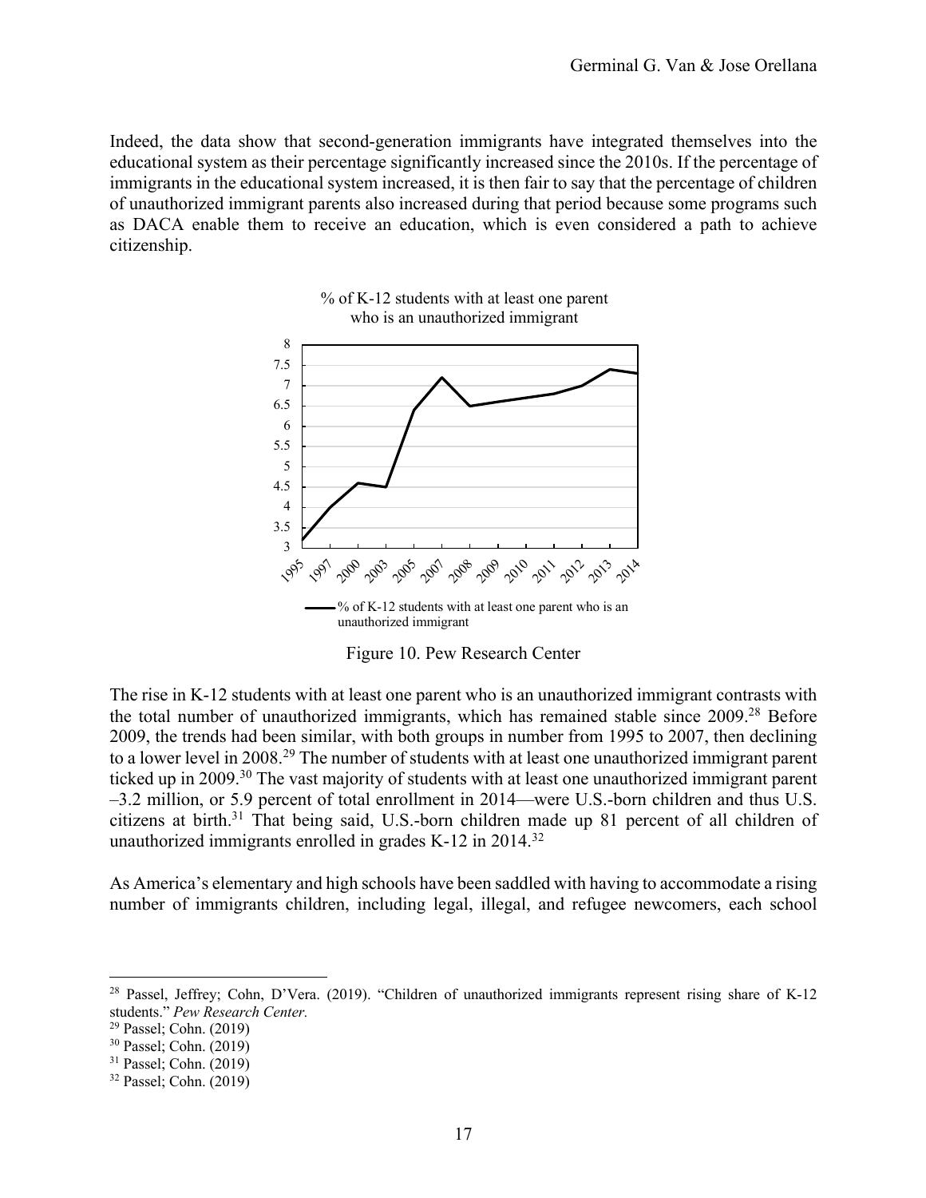Indeed, the data show that second-generation immigrants have integrated themselves into the educational system as their percentage significantly increased since the 2010s. If the percentage of immigrants in the educational system increased, it is then fair to say that the percentage of children of unauthorized immigrant parents also increased during that period because some programs such as DACA enable them to receive an education, which is even considered a path to achieve citizenship.

Figure 10. Pew Research Center

The rise in K-12 students with at least one parent who is an unauthorized immigrant contrasts with the total number of unauthorized immigrants, which has remained stable since 2009.[28] Before 2009, the trends had been similar, with both groups in number from 1995 to 2007, then declining to a lower level in 2008.[29] The number of students with at least one unauthorized immigrant parent ticked up in 2009.[30] The vast majority of students with at least one unauthorized immigrant parent –3.2 million, or 5.9 percent of total enrollment in 2014—were U.S.-born children and thus U.S. citizens at birth.[31] That being said, U.S.-born children made up 81 percent of all children of unauthorized immigrants enrolled in grades K-12 in 2014.[32]

As America's elementary and high schools have been saddled with having to accommodate a rising number of immigrants children, including legal, illegal, and refugee newcomers, each school

[28] Passel, Jeffrey; Cohn, D'Vera. (2019). "Children of unauthorized immigrants represent rising share of K-12 students." *Pew Research Center.*

[29] Passel; Cohn. (2019)

[30] Passel; Cohn. (2019)

[31] Passel; Cohn. (2019)

[32] Passel; Cohn. (2019)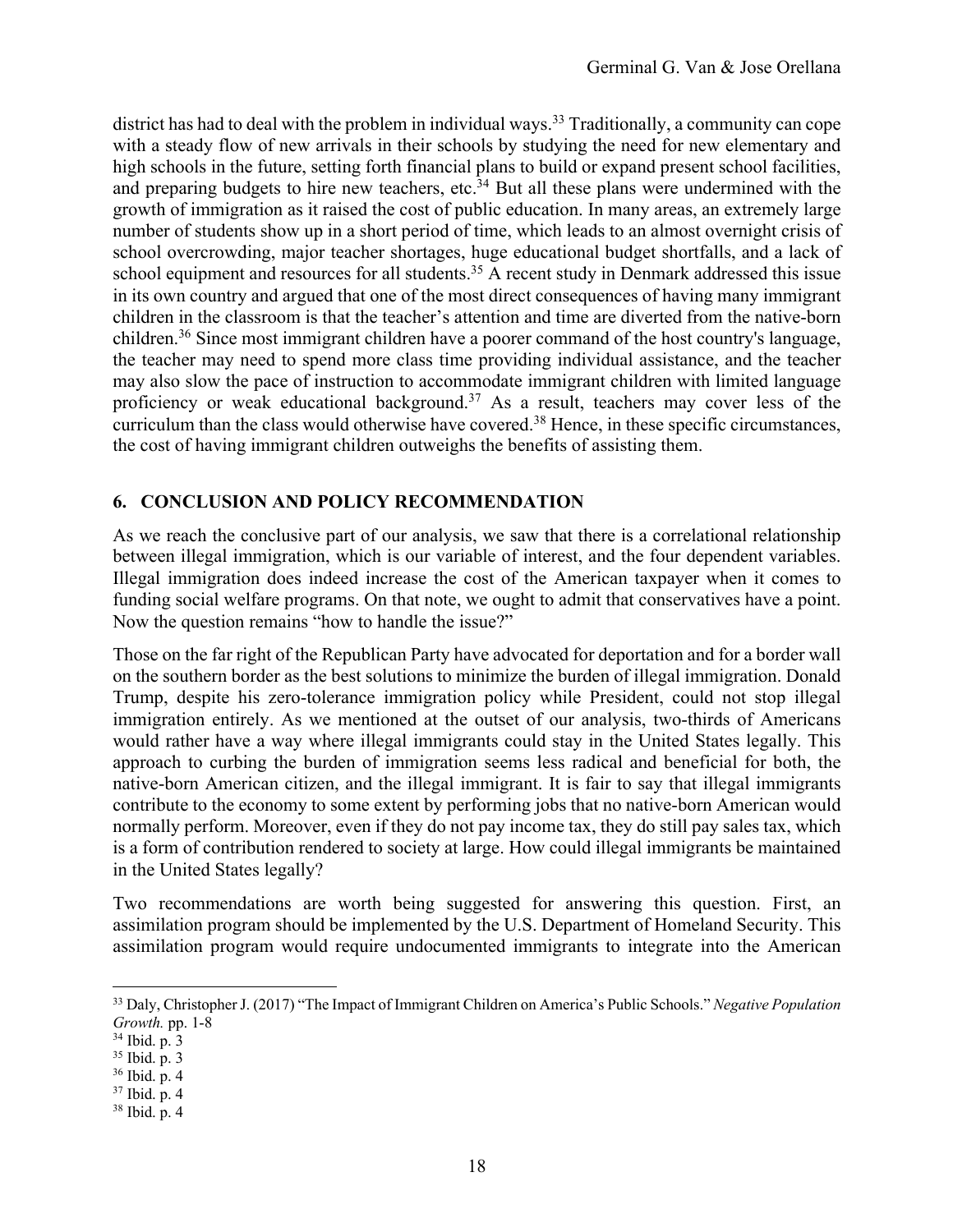district has had to deal with the problem in individual ways.[33] Traditionally, a community can cope with a steady flow of new arrivals in their schools by studying the need for new elementary and high schools in the future, setting forth financial plans to build or expand present school facilities, and preparing budgets to hire new teachers, etc.[34] But all these plans were undermined with the growth of immigration as it raised the cost of public education. In many areas, an extremely large number of students show up in a short period of time, which leads to an almost overnight crisis of school overcrowding, major teacher shortages, huge educational budget shortfalls, and a lack of school equipment and resources for all students.[35] A recent study in Denmark addressed this issue in its own country and argued that one of the most direct consequences of having many immigrant children in the classroom is that the teacher's attention and time are diverted from the native-born children.[36] Since most immigrant children have a poorer command of the host country's language, the teacher may need to spend more class time providing individual assistance, and the teacher may also slow the pace of instruction to accommodate immigrant children with limited language proficiency or weak educational background.[37] As a result, teachers may cover less of the curriculum than the class would otherwise have covered.[38] Hence, in these specific circumstances, the cost of having immigrant children outweighs the benefits of assisting them.

## 6. CONCLUSION AND POLICY RECOMMENDATION

As we reach the conclusive part of our analysis, we saw that there is a correlational relationship between illegal immigration, which is our variable of interest, and the four dependent variables. Illegal immigration does indeed increase the cost of the American taxpayer when it comes to funding social welfare programs. On that note, we ought to admit that conservatives have a point. Now the question remains "how to handle the issue?"

Those on the far right of the Republican Party have advocated for deportation and for a border wall on the southern border as the best solutions to minimize the burden of illegal immigration. Donald Trump, despite his zero-tolerance immigration policy while President, could not stop illegal immigration entirely. As we mentioned at the outset of our analysis, two-thirds of Americans would rather have a way where illegal immigrants could stay in the United States legally. This approach to curbing the burden of immigration seems less radical and beneficial for both, the native-born American citizen, and the illegal immigrant. It is fair to say that illegal immigrants contribute to the economy to some extent by performing jobs that no native-born American would normally perform. Moreover, even if they do not pay income tax, they do still pay sales tax, which is a form of contribution rendered to society at large. How could illegal immigrants be maintained in the United States legally?

Two recommendations are worth being suggested for answering this question. First, an assimilation program should be implemented by the U.S. Department of Homeland Security. This assimilation program would require undocumented immigrants to integrate into the American

---

[33] Daly, Christopher J. (2017) "The Impact of Immigrant Children on America's Public Schools." *Negative Population Growth.* pp. 1-8

[34] Ibid. p. 3

[35] Ibid. p. 3

[36] Ibid. p. 4

[37] Ibid. p. 4

[38] Ibid. p. 4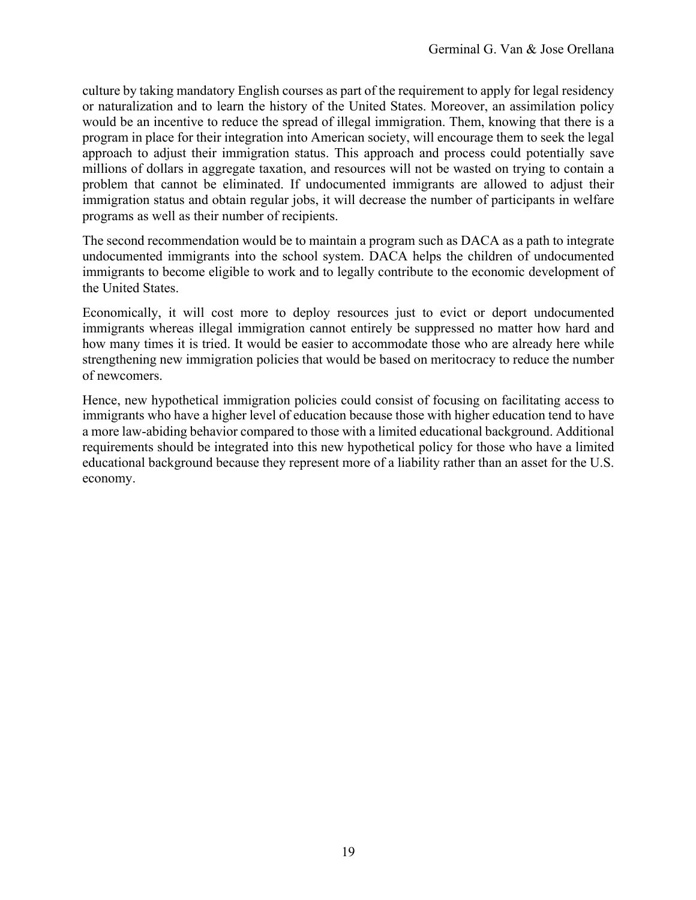culture by taking mandatory English courses as part of the requirement to apply for legal residency or naturalization and to learn the history of the United States. Moreover, an assimilation policy would be an incentive to reduce the spread of illegal immigration. Them, knowing that there is a program in place for their integration into American society, will encourage them to seek the legal approach to adjust their immigration status. This approach and process could potentially save millions of dollars in aggregate taxation, and resources will not be wasted on trying to contain a problem that cannot be eliminated. If undocumented immigrants are allowed to adjust their immigration status and obtain regular jobs, it will decrease the number of participants in welfare programs as well as their number of recipients.

The second recommendation would be to maintain a program such as DACA as a path to integrate undocumented immigrants into the school system. DACA helps the children of undocumented immigrants to become eligible to work and to legally contribute to the economic development of the United States.

Economically, it will cost more to deploy resources just to evict or deport undocumented immigrants whereas illegal immigration cannot entirely be suppressed no matter how hard and how many times it is tried. It would be easier to accommodate those who are already here while strengthening new immigration policies that would be based on meritocracy to reduce the number of newcomers.

Hence, new hypothetical immigration policies could consist of focusing on facilitating access to immigrants who have a higher level of education because those with higher education tend to have a more law-abiding behavior compared to those with a limited educational background. Additional requirements should be integrated into this new hypothetical policy for those who have a limited educational background because they represent more of a liability rather than an asset for the U.S. economy.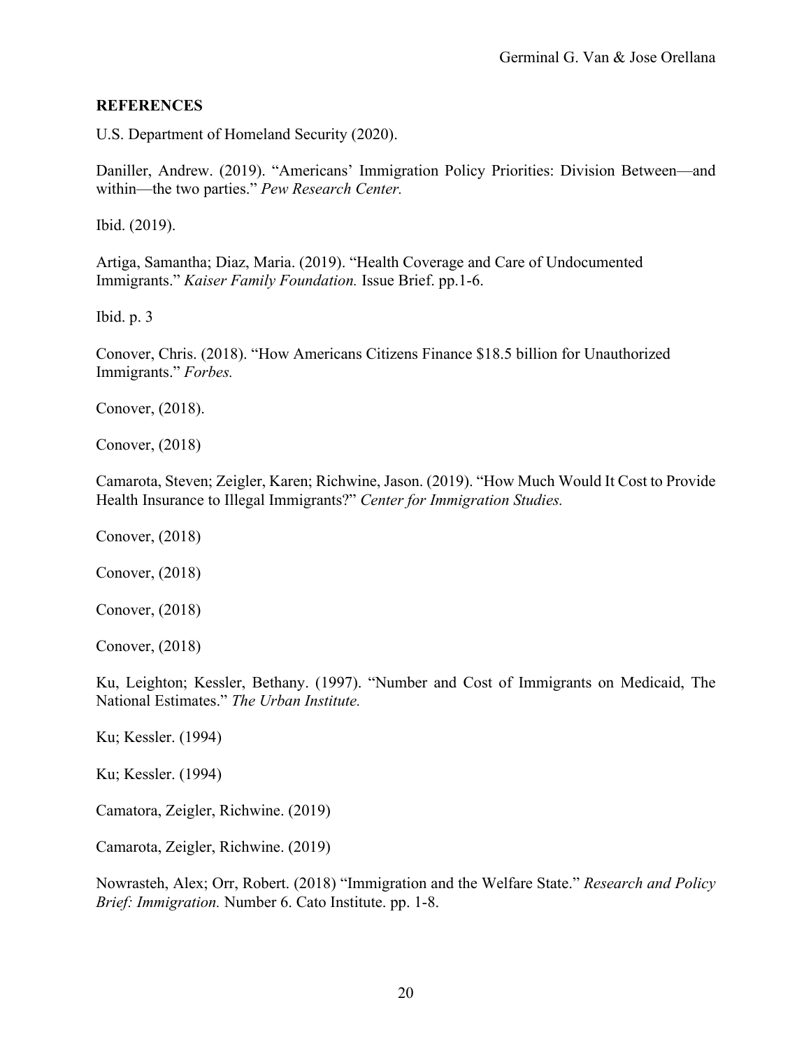**REFERENCES**

U.S. Department of Homeland Security (2020).

Daniller, Andrew. (2019). "Americans' Immigration Policy Priorities: Division Between—and within—the two parties." *Pew Research Center.*

Ibid. (2019).

Artiga, Samantha; Diaz, Maria. (2019). "Health Coverage and Care of Undocumented Immigrants." *Kaiser Family Foundation.* Issue Brief. pp.1-6.

Ibid. p. 3

Conover, Chris. (2018). "How Americans Citizens Finance $18.5 billion for Unauthorized Immigrants." *Forbes.*

Conover, (2018).

Conover, (2018)

Camarota, Steven; Zeigler, Karen; Richwine, Jason. (2019). "How Much Would It Cost to Provide Health Insurance to Illegal Immigrants?" *Center for Immigration Studies.*

Conover, (2018)

Conover, (2018)

Conover, (2018)

Conover, (2018)

Ku, Leighton; Kessler, Bethany. (1997). "Number and Cost of Immigrants on Medicaid, The National Estimates." *The Urban Institute.*

Ku; Kessler. (1994)

Ku; Kessler. (1994)

Camatora, Zeigler, Richwine. (2019)

Camarota, Zeigler, Richwine. (2019)

Nowrasteh, Alex; Orr, Robert. (2018) "Immigration and the Welfare State." *Research and Policy Brief: Immigration.* Number 6. Cato Institute. pp. 1-8.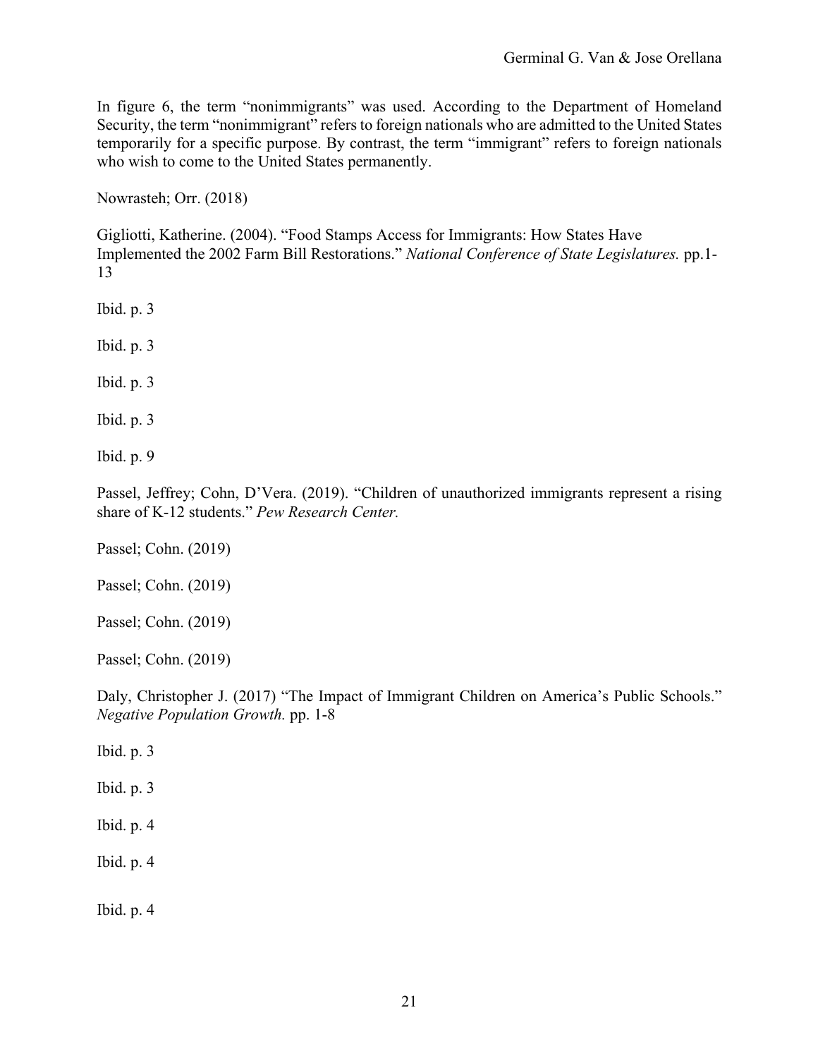In figure 6, the term "nonimmigrants" was used. According to the Department of Homeland Security, the term "nonimmigrant" refers to foreign nationals who are admitted to the United States temporarily for a specific purpose. By contrast, the term "immigrant" refers to foreign nationals who wish to come to the United States permanently.

Nowrasteh; Orr. (2018)

Gigliotti, Katherine. (2004). "Food Stamps Access for Immigrants: How States Have Implemented the 2002 Farm Bill Restorations." *National Conference of State Legislatures.* pp.1-13

Ibid. p. 3

Ibid. p. 3

Ibid. p. 3

Ibid. p. 3

Ibid. p. 9

Passel, Jeffrey; Cohn, D'Vera. (2019). "Children of unauthorized immigrants represent a rising share of K-12 students." *Pew Research Center.*

Passel; Cohn. (2019)

Passel; Cohn. (2019)

Passel; Cohn. (2019)

Passel; Cohn. (2019)

Daly, Christopher J. (2017) "The Impact of Immigrant Children on America's Public Schools." *Negative Population Growth.* pp. 1-8

Ibid. p. 3

Ibid. p. 3

Ibid. p. 4

Ibid. p. 4

Ibid. p. 4